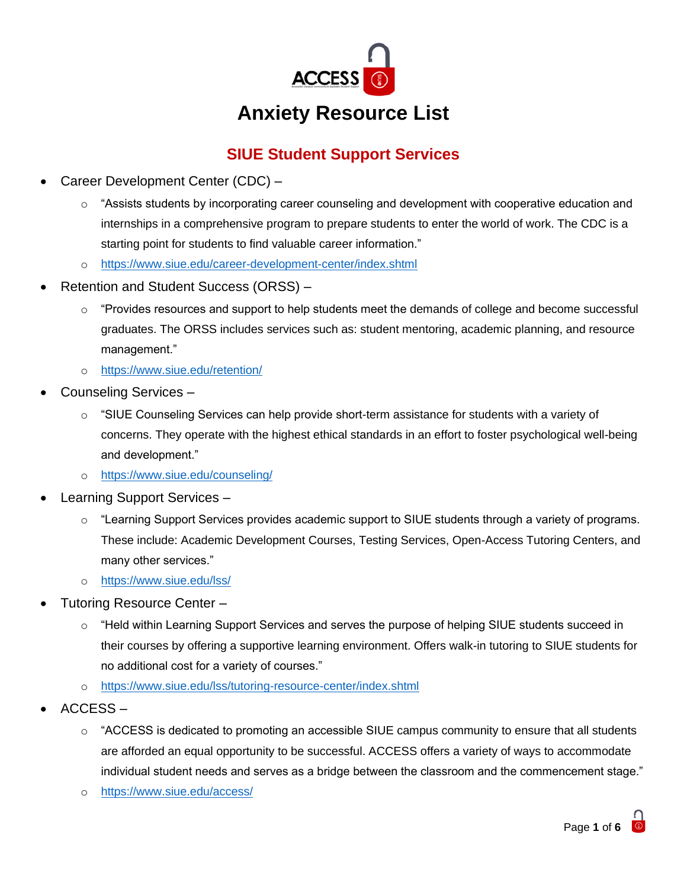# Anxiety Resource List

## SIUE Student Support Services

- Career Development Center (CDC) –
  - "Assists students by incorporating career counseling and development with cooperative education and internships in a comprehensive program to prepare students to enter the world of work. The CDC is a starting point for students to find valuable career information."
  - https://www.siue.edu/career-development-center/index.shtml
- Retention and Student Success (ORSS) –
  - "Provides resources and support to help students meet the demands of college and become successful graduates. The ORSS includes services such as: student mentoring, academic planning, and resource management."
  - https://www.siue.edu/retention/
- Counseling Services –
  - "SIUE Counseling Services can help provide short-term assistance for students with a variety of concerns. They operate with the highest ethical standards in an effort to foster psychological well-being and development."
  - https://www.siue.edu/counseling/
- Learning Support Services –
  - "Learning Support Services provides academic support to SIUE students through a variety of programs. These include: Academic Development Courses, Testing Services, Open-Access Tutoring Centers, and many other services."
  - https://www.siue.edu/lss/
- Tutoring Resource Center –
  - "Held within Learning Support Services and serves the purpose of helping SIUE students succeed in their courses by offering a supportive learning environment. Offers walk-in tutoring to SIUE students for no additional cost for a variety of courses."
  - https://www.siue.edu/lss/tutoring-resource-center/index.shtml
- ACCESS –
  - "ACCESS is dedicated to promoting an accessible SIUE campus community to ensure that all students are afforded an equal opportunity to be successful. ACCESS offers a variety of ways to accommodate individual student needs and serves as a bridge between the classroom and the commencement stage."
  - https://www.siue.edu/access/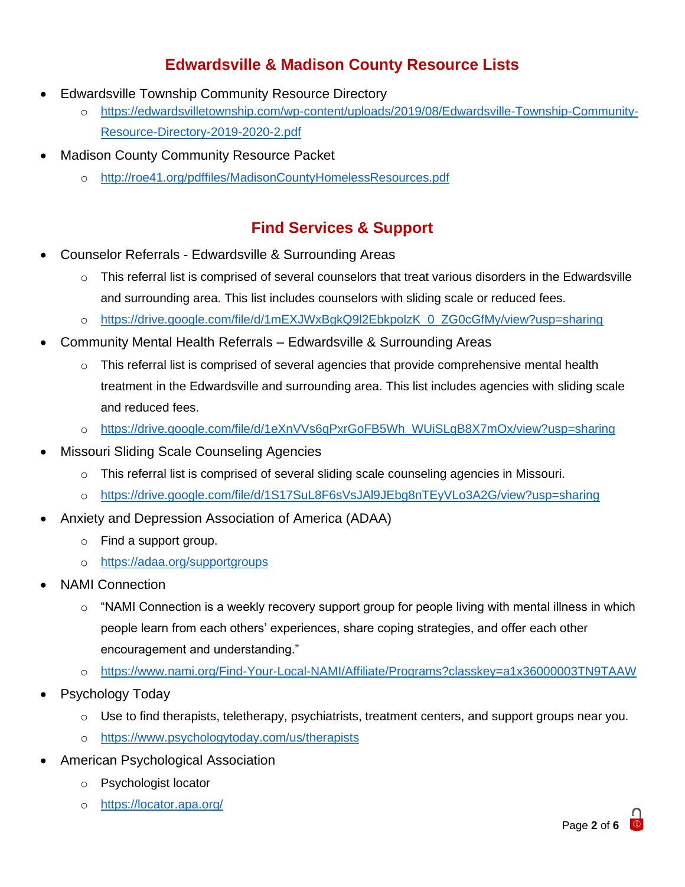## Edwardsville & Madison County Resource Lists

- Edwardsville Township Community Resource Directory
  - https://edwardsvilletownship.com/wp-content/uploads/2019/08/Edwardsville-Township-Community-Resource-Directory-2019-2020-2.pdf
- Madison County Community Resource Packet
  - http://roe41.org/pdffiles/MadisonCountyHomelessResources.pdf

## Find Services & Support

- Counselor Referrals - Edwardsville & Surrounding Areas
  - This referral list is comprised of several counselors that treat various disorders in the Edwardsville and surrounding area. This list includes counselors with sliding scale or reduced fees.
  - https://drive.google.com/file/d/1mEXJWxBgkQ9l2EbkpolzK_0_ZG0cGfMy/view?usp=sharing
- Community Mental Health Referrals – Edwardsville & Surrounding Areas
  - This referral list is comprised of several agencies that provide comprehensive mental health treatment in the Edwardsville and surrounding area. This list includes agencies with sliding scale and reduced fees.
  - https://drive.google.com/file/d/1eXnVVs6qPxrGoFB5Wh_WUiSLgB8X7mOx/view?usp=sharing
- Missouri Sliding Scale Counseling Agencies
  - This referral list is comprised of several sliding scale counseling agencies in Missouri.
  - https://drive.google.com/file/d/1S17SuL8F6sVsJAl9JEbg8nTEyVLo3A2G/view?usp=sharing
- Anxiety and Depression Association of America (ADAA)
  - Find a support group.
  - https://adaa.org/supportgroups
- NAMI Connection
  - "NAMI Connection is a weekly recovery support group for people living with mental illness in which people learn from each others' experiences, share coping strategies, and offer each other encouragement and understanding."
  - https://www.nami.org/Find-Your-Local-NAMI/Affiliate/Programs?classkey=a1x36000003TN9TAAW
- Psychology Today
  - Use to find therapists, teletherapy, psychiatrists, treatment centers, and support groups near you.
  - https://www.psychologytoday.com/us/therapists
- American Psychological Association
  - Psychologist locator
  - https://locator.apa.org/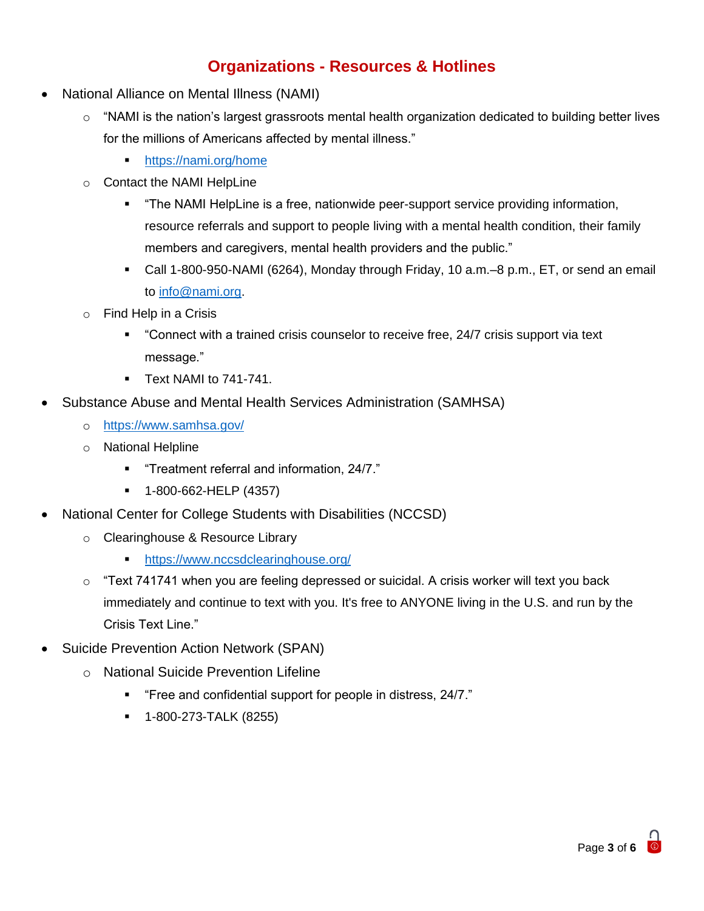## Organizations - Resources & Hotlines

- National Alliance on Mental Illness (NAMI)
  - "NAMI is the nation's largest grassroots mental health organization dedicated to building better lives for the millions of Americans affected by mental illness."
    - https://nami.org/home
  - Contact the NAMI HelpLine
    - "The NAMI HelpLine is a free, nationwide peer-support service providing information, resource referrals and support to people living with a mental health condition, their family members and caregivers, mental health providers and the public."
    - Call 1-800-950-NAMI (6264), Monday through Friday, 10 a.m.–8 p.m., ET, or send an email to info@nami.org.
  - Find Help in a Crisis
    - "Connect with a trained crisis counselor to receive free, 24/7 crisis support via text message."
    - Text NAMI to 741-741.
- Substance Abuse and Mental Health Services Administration (SAMHSA)
  - https://www.samhsa.gov/
  - National Helpline
    - "Treatment referral and information, 24/7."
    - 1-800-662-HELP (4357)
- National Center for College Students with Disabilities (NCCSD)
  - Clearinghouse & Resource Library
    - https://www.nccsdclearinghouse.org/
  - "Text 741741 when you are feeling depressed or suicidal. A crisis worker will text you back immediately and continue to text with you. It's free to ANYONE living in the U.S. and run by the Crisis Text Line."
- Suicide Prevention Action Network (SPAN)
  - National Suicide Prevention Lifeline
    - "Free and confidential support for people in distress, 24/7."
    - 1-800-273-TALK (8255)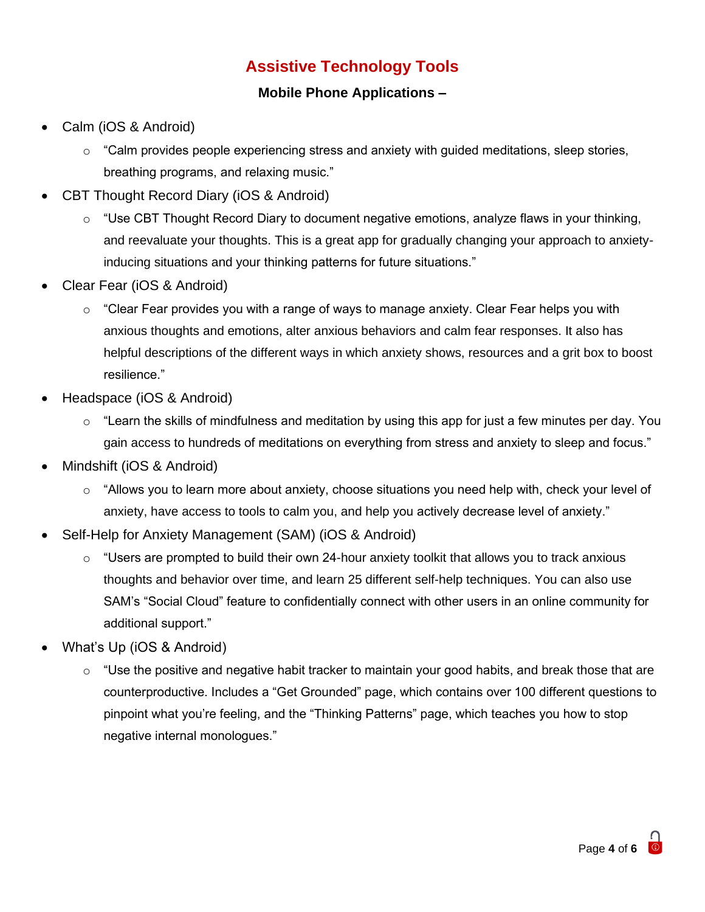## Assistive Technology Tools

### Mobile Phone Applications –

- Calm (iOS & Android)
  - "Calm provides people experiencing stress and anxiety with guided meditations, sleep stories, breathing programs, and relaxing music."
- CBT Thought Record Diary (iOS & Android)
  - "Use CBT Thought Record Diary to document negative emotions, analyze flaws in your thinking, and reevaluate your thoughts. This is a great app for gradually changing your approach to anxiety-inducing situations and your thinking patterns for future situations."
- Clear Fear (iOS & Android)
  - "Clear Fear provides you with a range of ways to manage anxiety. Clear Fear helps you with anxious thoughts and emotions, alter anxious behaviors and calm fear responses. It also has helpful descriptions of the different ways in which anxiety shows, resources and a grit box to boost resilience."
- Headspace (iOS & Android)
  - "Learn the skills of mindfulness and meditation by using this app for just a few minutes per day. You gain access to hundreds of meditations on everything from stress and anxiety to sleep and focus."
- Mindshift (iOS & Android)
  - "Allows you to learn more about anxiety, choose situations you need help with, check your level of anxiety, have access to tools to calm you, and help you actively decrease level of anxiety."
- Self-Help for Anxiety Management (SAM) (iOS & Android)
  - "Users are prompted to build their own 24-hour anxiety toolkit that allows you to track anxious thoughts and behavior over time, and learn 25 different self-help techniques. You can also use SAM's "Social Cloud" feature to confidentially connect with other users in an online community for additional support."
- What's Up (iOS & Android)
  - "Use the positive and negative habit tracker to maintain your good habits, and break those that are counterproductive. Includes a "Get Grounded" page, which contains over 100 different questions to pinpoint what you're feeling, and the "Thinking Patterns" page, which teaches you how to stop negative internal monologues."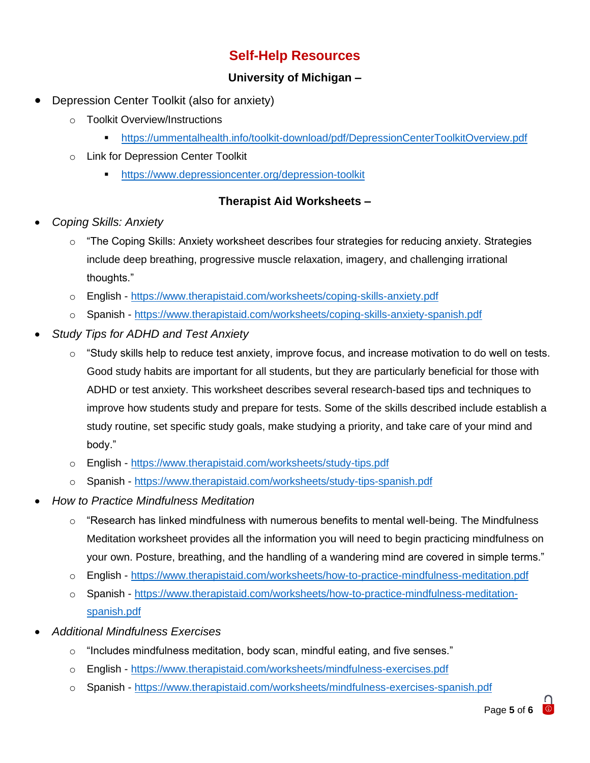# Self-Help Resources

### University of Michigan –

- Depression Center Toolkit (also for anxiety)
  - Toolkit Overview/Instructions
    - https://ummentalhealth.info/toolkit-download/pdf/DepressionCenterToolkitOverview.pdf
  - Link for Depression Center Toolkit
    - https://www.depressioncenter.org/depression-toolkit

### Therapist Aid Worksheets –

- *Coping Skills: Anxiety*
  - "The Coping Skills: Anxiety worksheet describes four strategies for reducing anxiety. Strategies include deep breathing, progressive muscle relaxation, imagery, and challenging irrational thoughts."
  - English - https://www.therapistaid.com/worksheets/coping-skills-anxiety.pdf
  - Spanish - https://www.therapistaid.com/worksheets/coping-skills-anxiety-spanish.pdf
- *Study Tips for ADHD and Test Anxiety*
  - "Study skills help to reduce test anxiety, improve focus, and increase motivation to do well on tests. Good study habits are important for all students, but they are particularly beneficial for those with ADHD or test anxiety. This worksheet describes several research-based tips and techniques to improve how students study and prepare for tests. Some of the skills described include establish a study routine, set specific study goals, make studying a priority, and take care of your mind and body."
  - English - https://www.therapistaid.com/worksheets/study-tips.pdf
  - Spanish - https://www.therapistaid.com/worksheets/study-tips-spanish.pdf
- *How to Practice Mindfulness Meditation*
  - "Research has linked mindfulness with numerous benefits to mental well-being. The Mindfulness Meditation worksheet provides all the information you will need to begin practicing mindfulness on your own. Posture, breathing, and the handling of a wandering mind are covered in simple terms."
  - English - https://www.therapistaid.com/worksheets/how-to-practice-mindfulness-meditation.pdf
  - Spanish - https://www.therapistaid.com/worksheets/how-to-practice-mindfulness-meditation-spanish.pdf
- *Additional Mindfulness Exercises*
  - "Includes mindfulness meditation, body scan, mindful eating, and five senses."
  - English - https://www.therapistaid.com/worksheets/mindfulness-exercises.pdf
  - Spanish - https://www.therapistaid.com/worksheets/mindfulness-exercises-spanish.pdf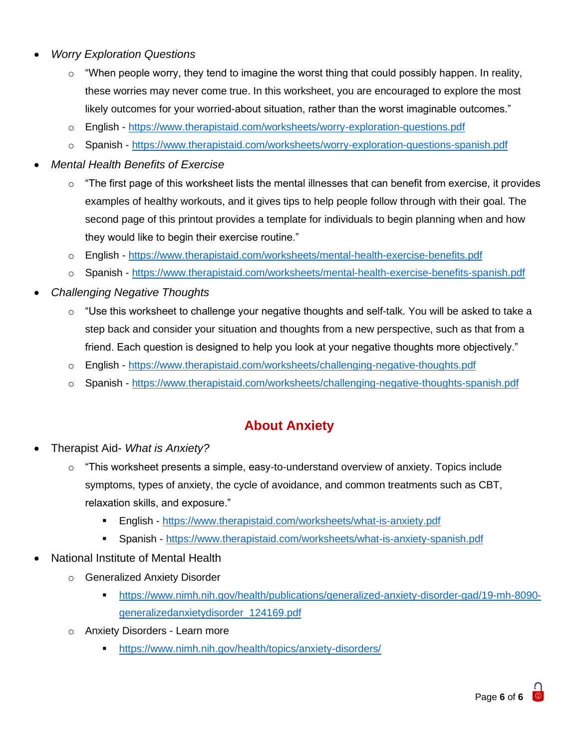- *Worry Exploration Questions*
    - "When people worry, they tend to imagine the worst thing that could possibly happen. In reality, these worries may never come true. In this worksheet, you are encouraged to explore the most likely outcomes for your worried-about situation, rather than the worst imaginable outcomes."
    - English - https://www.therapistaid.com/worksheets/worry-exploration-questions.pdf
    - Spanish - https://www.therapistaid.com/worksheets/worry-exploration-questions-spanish.pdf
- *Mental Health Benefits of Exercise*
    - "The first page of this worksheet lists the mental illnesses that can benefit from exercise, it provides examples of healthy workouts, and it gives tips to help people follow through with their goal. The second page of this printout provides a template for individuals to begin planning when and how they would like to begin their exercise routine."
    - English - https://www.therapistaid.com/worksheets/mental-health-exercise-benefits.pdf
    - Spanish - https://www.therapistaid.com/worksheets/mental-health-exercise-benefits-spanish.pdf
- *Challenging Negative Thoughts*
    - "Use this worksheet to challenge your negative thoughts and self-talk. You will be asked to take a step back and consider your situation and thoughts from a new perspective, such as that from a friend. Each question is designed to help you look at your negative thoughts more objectively."
    - English - https://www.therapistaid.com/worksheets/challenging-negative-thoughts.pdf
    - Spanish - https://www.therapistaid.com/worksheets/challenging-negative-thoughts-spanish.pdf

## About Anxiety

- Therapist Aid- *What is Anxiety?*
    - "This worksheet presents a simple, easy-to-understand overview of anxiety. Topics include symptoms, types of anxiety, the cycle of avoidance, and common treatments such as CBT, relaxation skills, and exposure."
        - English - https://www.therapistaid.com/worksheets/what-is-anxiety.pdf
        - Spanish - https://www.therapistaid.com/worksheets/what-is-anxiety-spanish.pdf
- National Institute of Mental Health
    - Generalized Anxiety Disorder
        - https://www.nimh.nih.gov/health/publications/generalized-anxiety-disorder-gad/19-mh-8090-generalizedanxietydisorder_124169.pdf
    - Anxiety Disorders - Learn more
        - https://www.nimh.nih.gov/health/topics/anxiety-disorders/